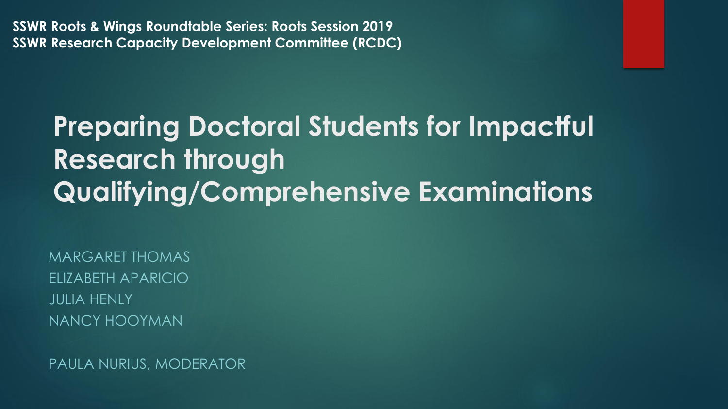**SSWR Roots & Wings Roundtable Series: Roots Session 2019**
**SSWR Research Capacity Development Committee (RCDC)**

# Preparing Doctoral Students for Impactful Research through Qualifying/Comprehensive Examinations

MARGARET THOMAS
ELIZABETH APARICIO
JULIA HENLY
NANCY HOOYMAN

PAULA NURIUS, MODERATOR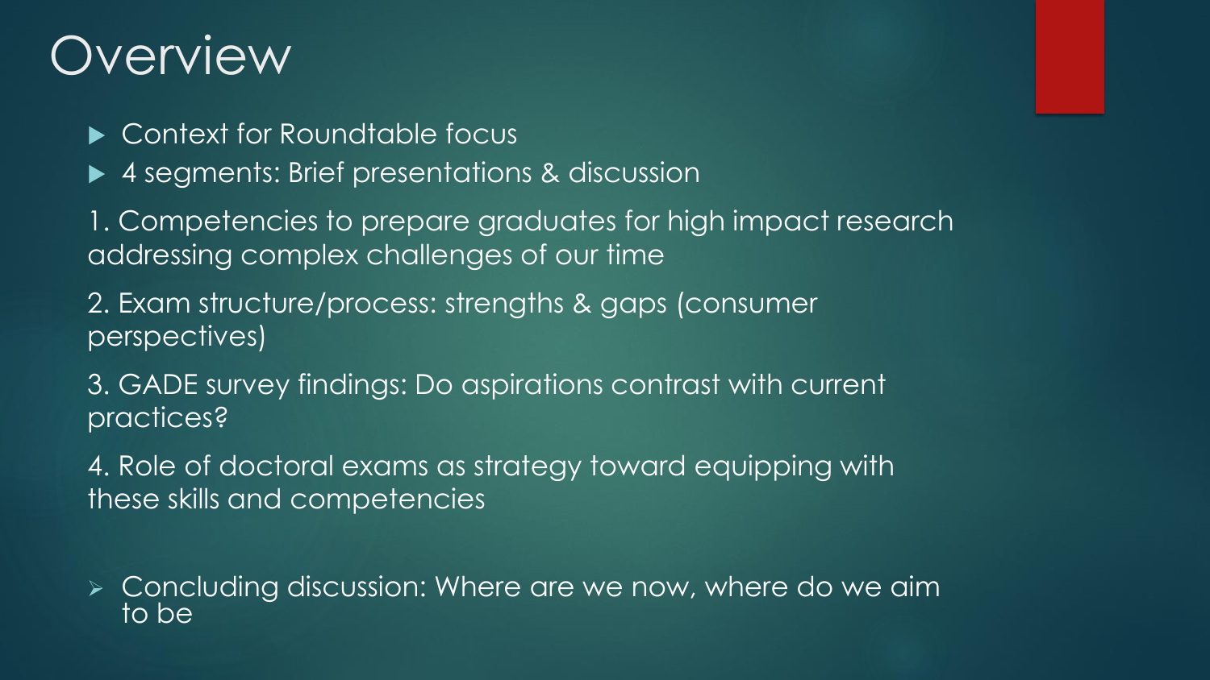# Overview

- Context for Roundtable focus
- 4 segments: Brief presentations & discussion

1. Competencies to prepare graduates for high impact research addressing complex challenges of our time
2. Exam structure/process: strengths & gaps (consumer perspectives)
3. GADE survey findings: Do aspirations contrast with current practices?
4. Role of doctoral exams as strategy toward equipping with these skills and competencies

- Concluding discussion: Where are we now, where do we aim to be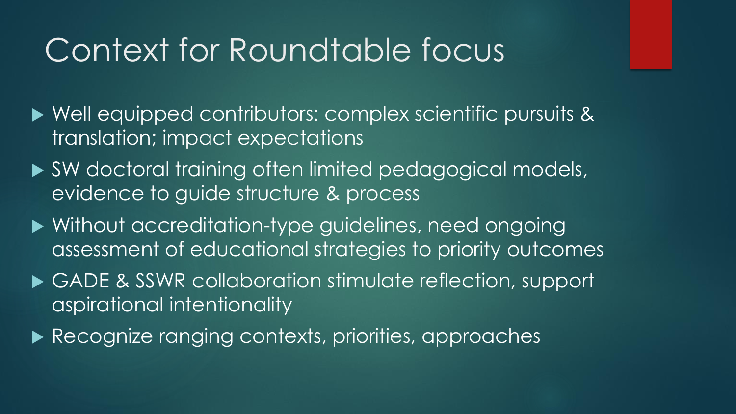# Context for Roundtable focus

- Well equipped contributors: complex scientific pursuits & translation; impact expectations
- SW doctoral training often limited pedagogical models, evidence to guide structure & process
- Without accreditation-type guidelines, need ongoing assessment of educational strategies to priority outcomes
- GADE & SSWR collaboration stimulate reflection, support aspirational intentionality
- Recognize ranging contexts, priorities, approaches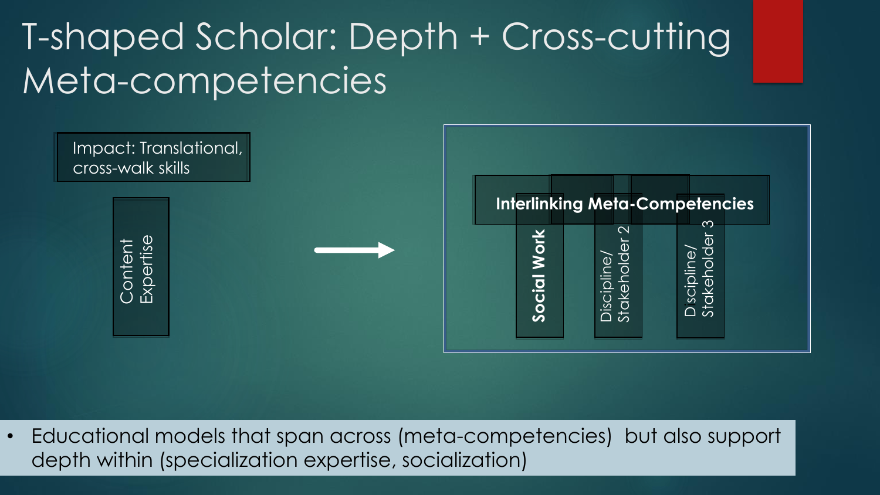# T-shaped Scholar: Depth + Cross-cutting Meta-competencies

Impact: Translational, cross-walk skills

Content Expertise

→

**Interlinking Meta-Competencies**

**Social Work**

Discipline/ Stakeholder 2

Discipline/ Stakeholder 3

- Educational models that span across (meta-competencies) but also support depth within (specialization expertise, socialization)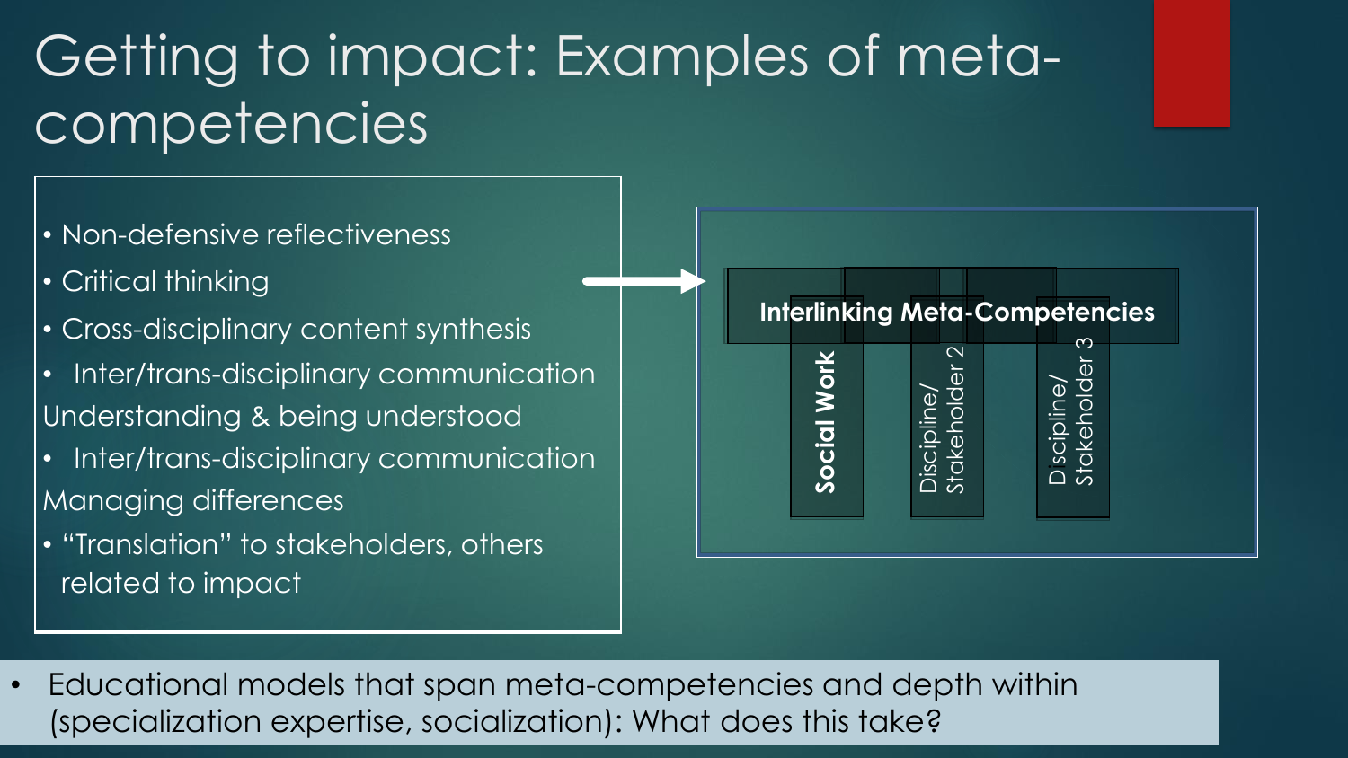# Getting to impact: Examples of meta-competencies

- Non-defensive reflectiveness
- Critical thinking
- Cross-disciplinary content synthesis
- Inter/trans-disciplinary communication Understanding & being understood
- Inter/trans-disciplinary communication Managing differences
- "Translation" to stakeholders, others related to impact

**Interlinking Meta-Competencies**

**Social Work**

Discipline/ Stakeholder 2

Discipline/ Stakeholder 3

- Educational models that span meta-competencies and depth within (specialization expertise, socialization): What does this take?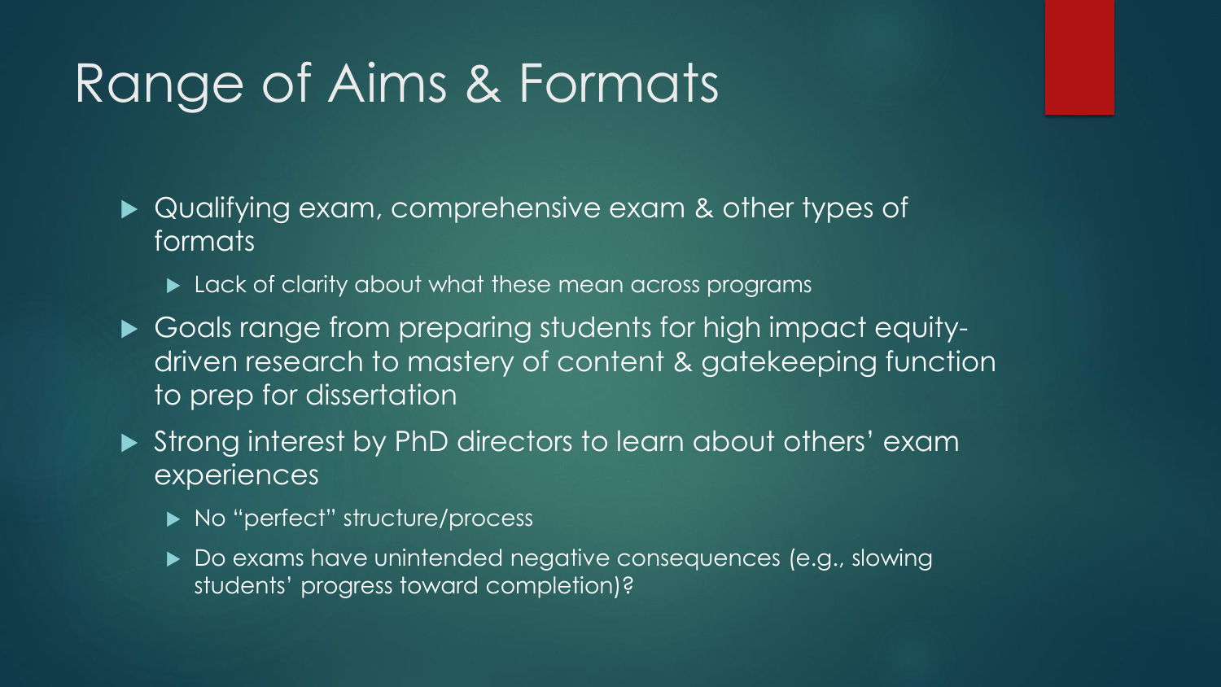# Range of Aims & Formats

- Qualifying exam, comprehensive exam & other types of formats
  - Lack of clarity about what these mean across programs
- Goals range from preparing students for high impact equity-driven research to mastery of content & gatekeeping function to prep for dissertation
- Strong interest by PhD directors to learn about others' exam experiences
  - No "perfect" structure/process
  - Do exams have unintended negative consequences (e.g., slowing students' progress toward completion)?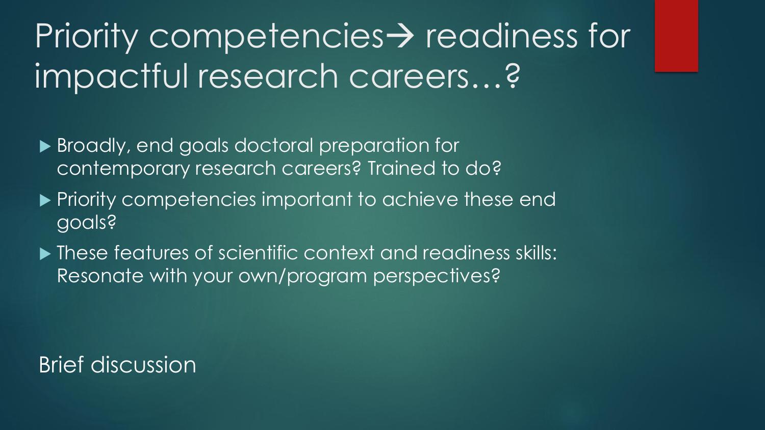# Priority competencies→ readiness for impactful research careers…?

- Broadly, end goals doctoral preparation for contemporary research careers? Trained to do?
- Priority competencies important to achieve these end goals?
- These features of scientific context and readiness skills: Resonate with your own/program perspectives?

Brief discussion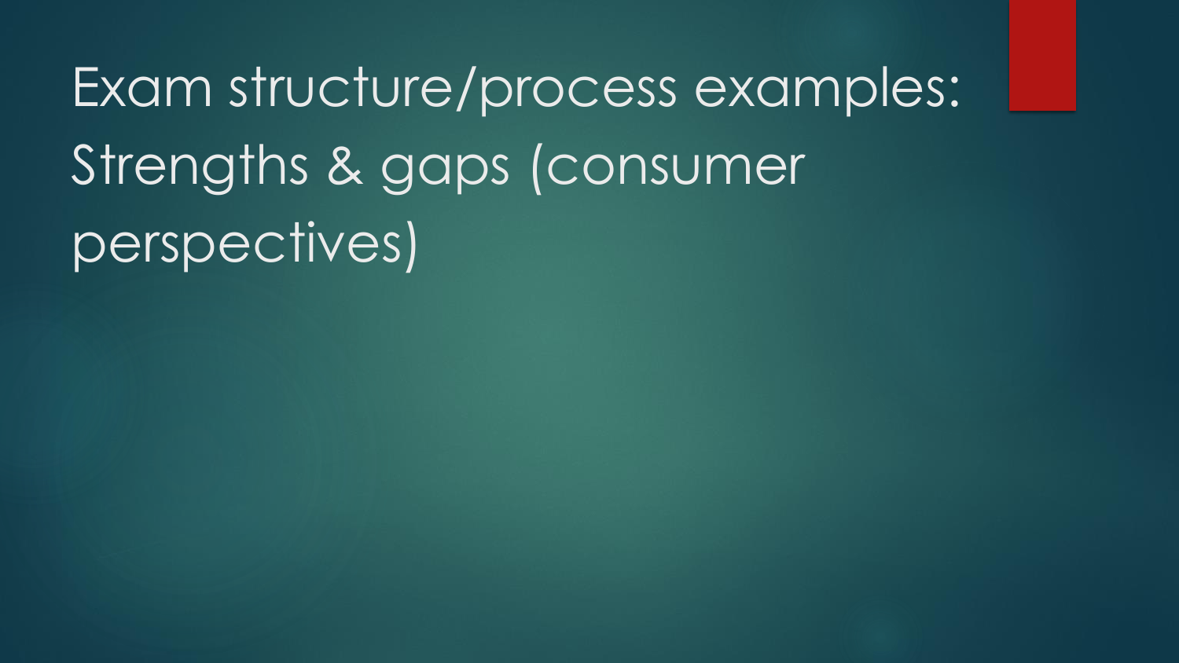# Exam structure/process examples: Strengths & gaps (consumer perspectives)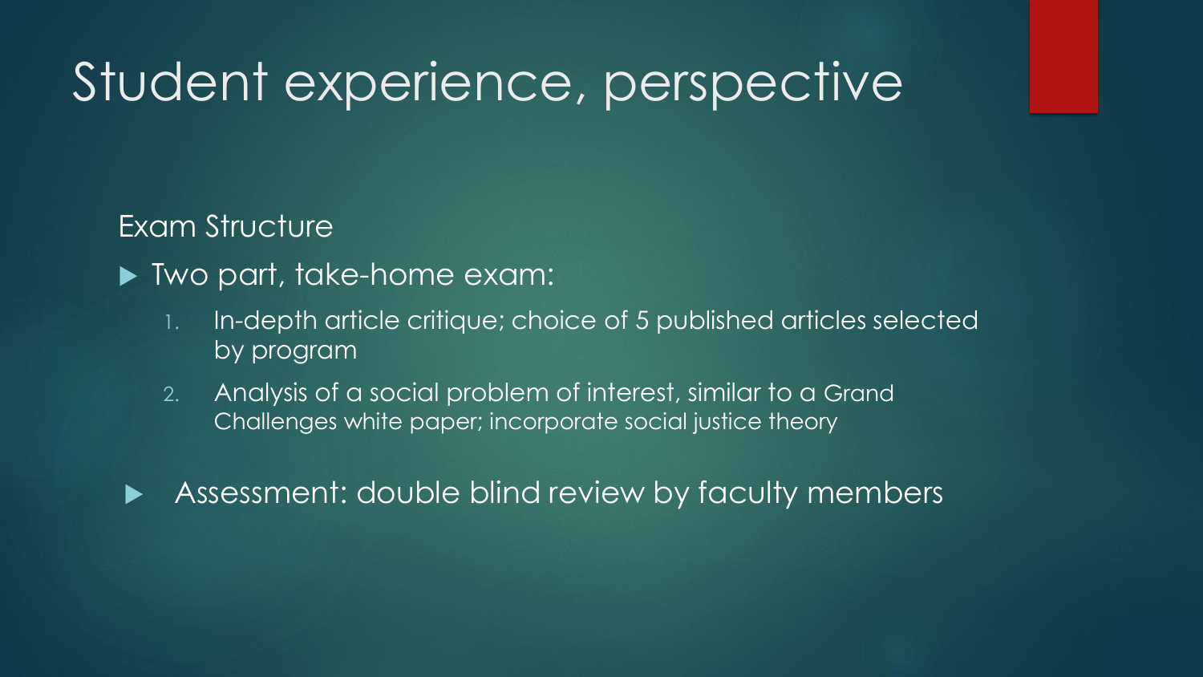# Student experience, perspective

Exam Structure

- Two part, take-home exam:
  1. In-depth article critique; choice of 5 published articles selected by program
  2. Analysis of a social problem of interest, similar to a Grand Challenges white paper; incorporate social justice theory

- Assessment: double blind review by faculty members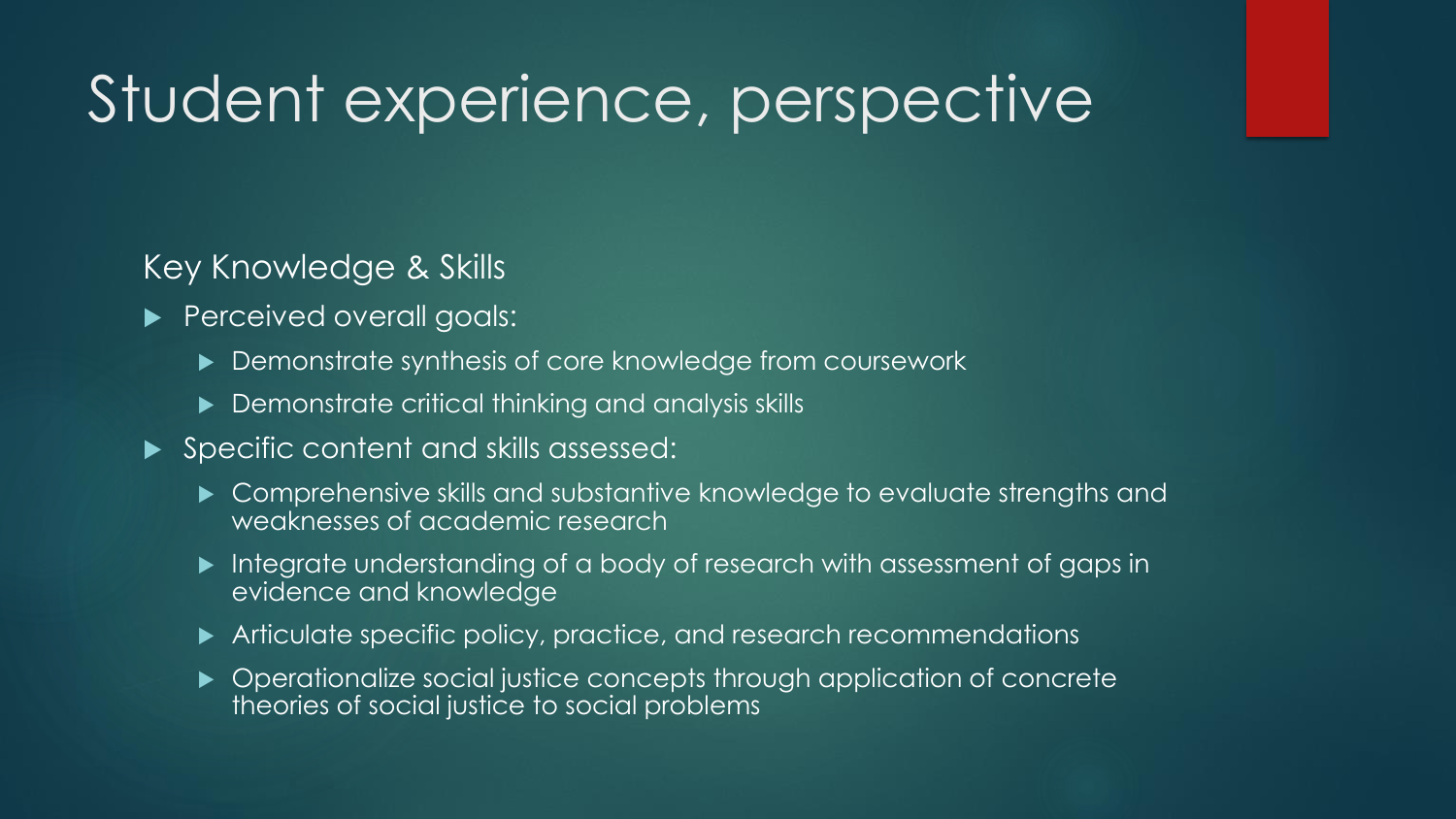# Student experience, perspective

## Key Knowledge & Skills

- Perceived overall goals:
  - Demonstrate synthesis of core knowledge from coursework
  - Demonstrate critical thinking and analysis skills
- Specific content and skills assessed:
  - Comprehensive skills and substantive knowledge to evaluate strengths and weaknesses of academic research
  - Integrate understanding of a body of research with assessment of gaps in evidence and knowledge
  - Articulate specific policy, practice, and research recommendations
  - Operationalize social justice concepts through application of concrete theories of social justice to social problems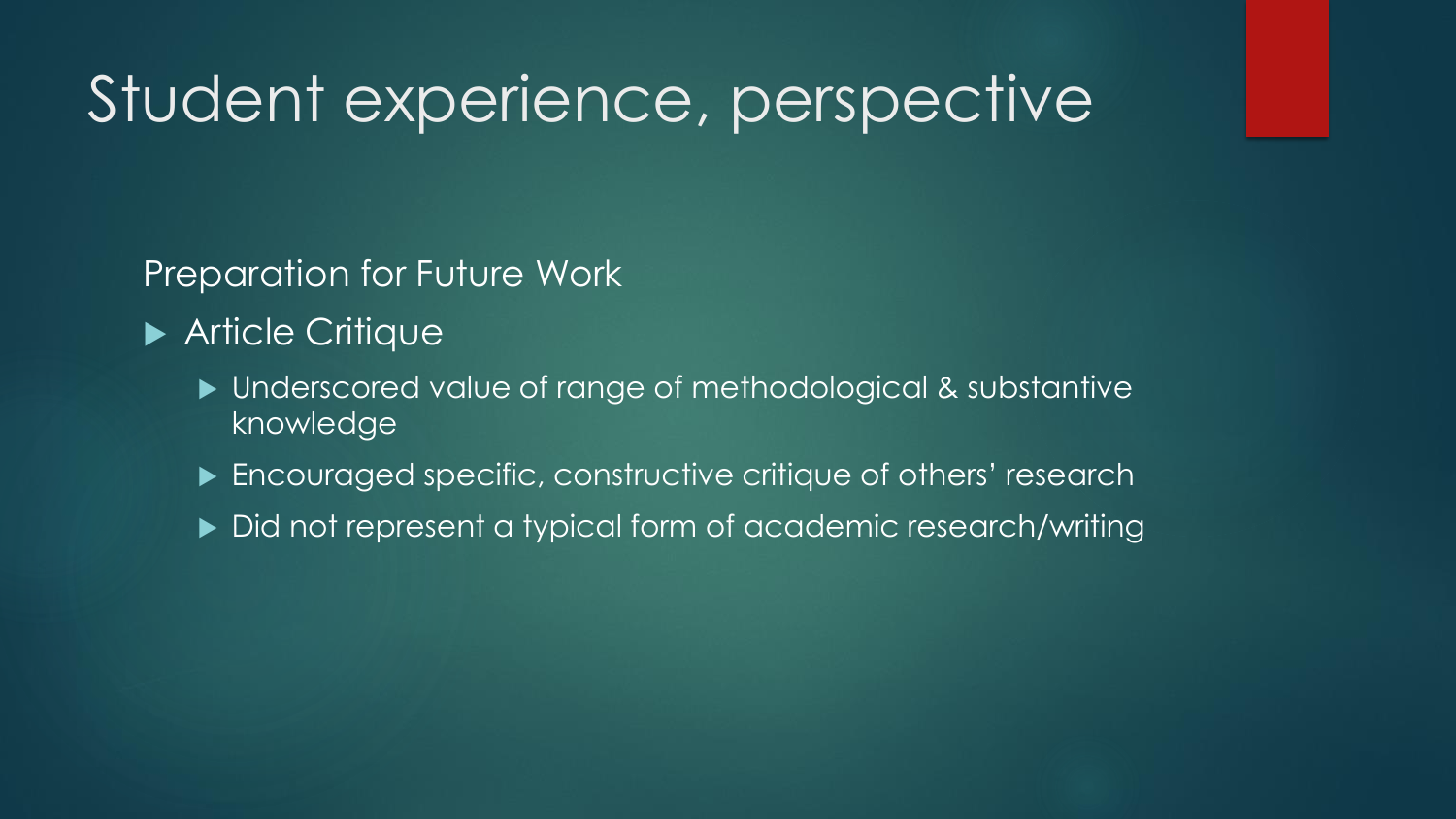# Student experience, perspective

Preparation for Future Work

- Article Critique
  - Underscored value of range of methodological & substantive knowledge
  - Encouraged specific, constructive critique of others' research
  - Did not represent a typical form of academic research/writing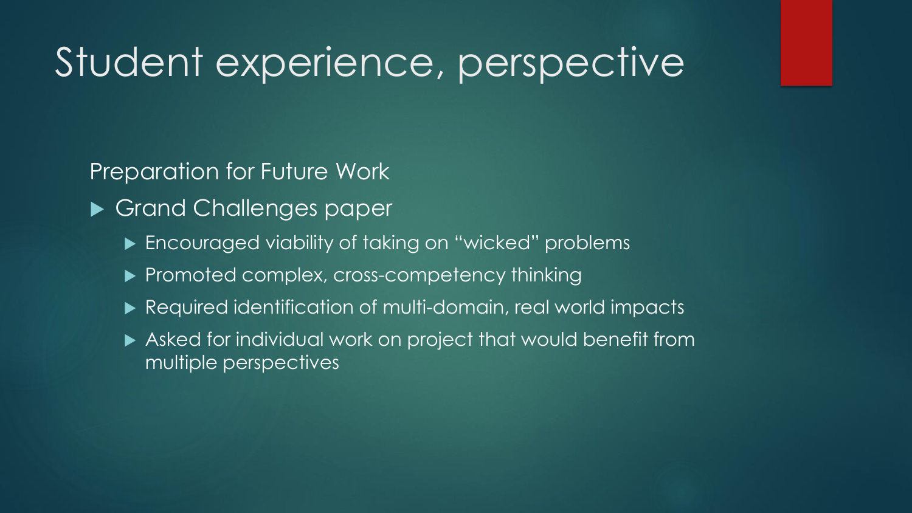# Student experience, perspective

Preparation for Future Work

- Grand Challenges paper
  - Encouraged viability of taking on "wicked" problems
  - Promoted complex, cross-competency thinking
  - Required identification of multi-domain, real world impacts
  - Asked for individual work on project that would benefit from multiple perspectives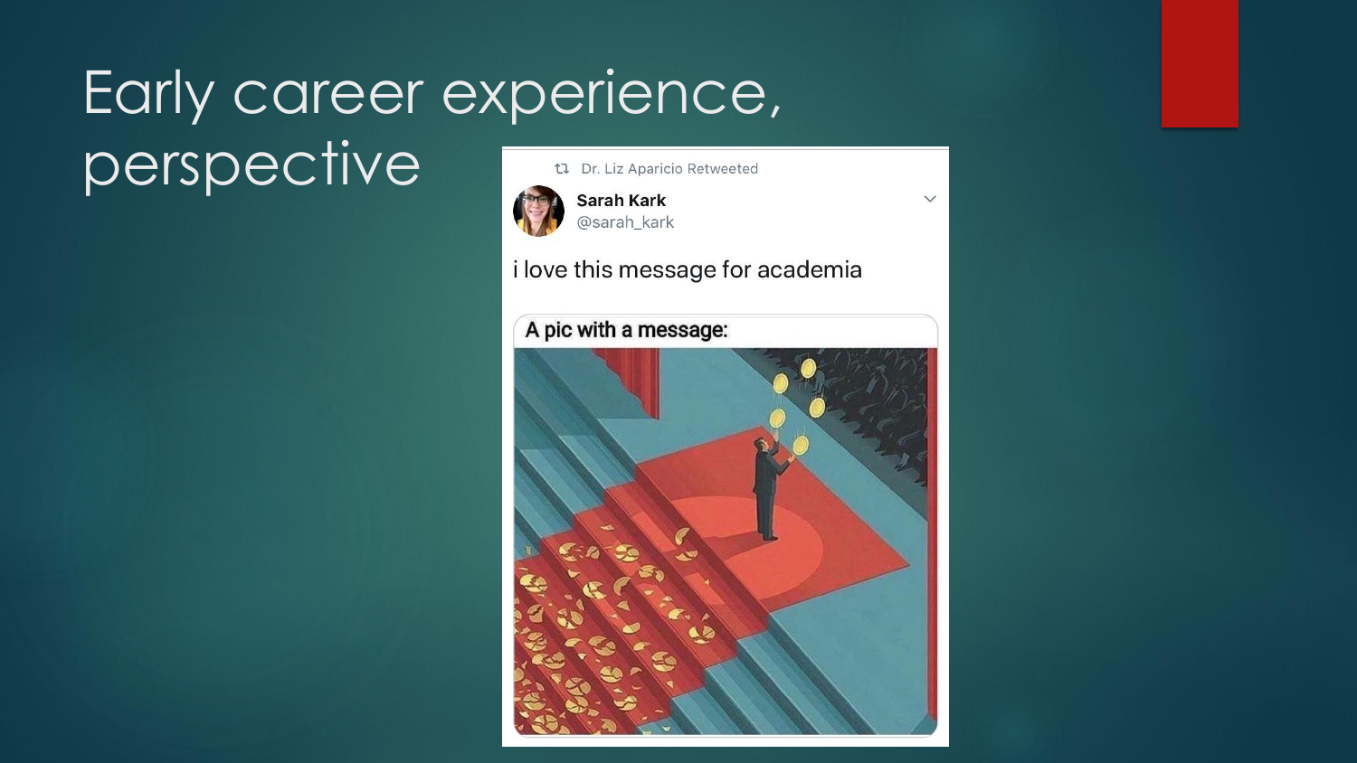# Early career experience, perspective

Dr. Liz Aparicio Retweeted

**Sarah Kark**
@sarah_kark

i love this message for academia

**A pic with a message:**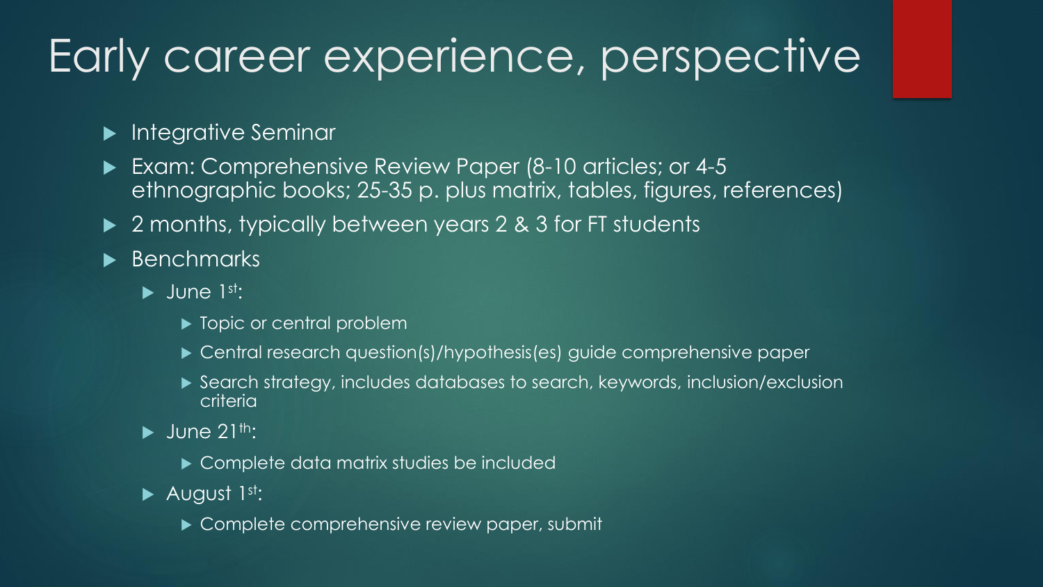# Early career experience, perspective

- Integrative Seminar
- Exam: Comprehensive Review Paper (8-10 articles; or 4-5 ethnographic books; 25-35 p. plus matrix, tables, figures, references)
- 2 months, typically between years 2 & 3 for FT students
- Benchmarks
  - June 1st:
    - Topic or central problem
    - Central research question(s)/hypothesis(es) guide comprehensive paper
    - Search strategy, includes databases to search, keywords, inclusion/exclusion criteria
  - June 21th:
    - Complete data matrix studies be included
  - August 1st:
    - Complete comprehensive review paper, submit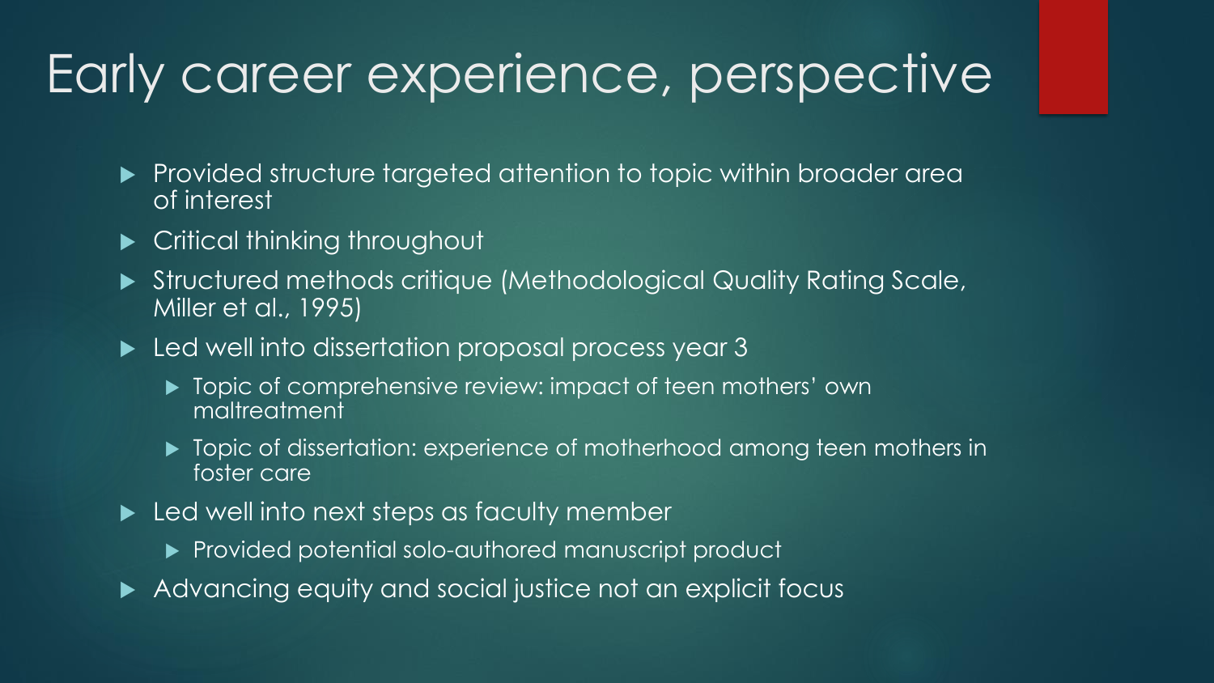# Early career experience, perspective

- Provided structure targeted attention to topic within broader area of interest
- Critical thinking throughout
- Structured methods critique (Methodological Quality Rating Scale, Miller et al., 1995)
- Led well into dissertation proposal process year 3
  - Topic of comprehensive review: impact of teen mothers' own maltreatment
  - Topic of dissertation: experience of motherhood among teen mothers in foster care
- Led well into next steps as faculty member
  - Provided potential solo-authored manuscript product
- Advancing equity and social justice not an explicit focus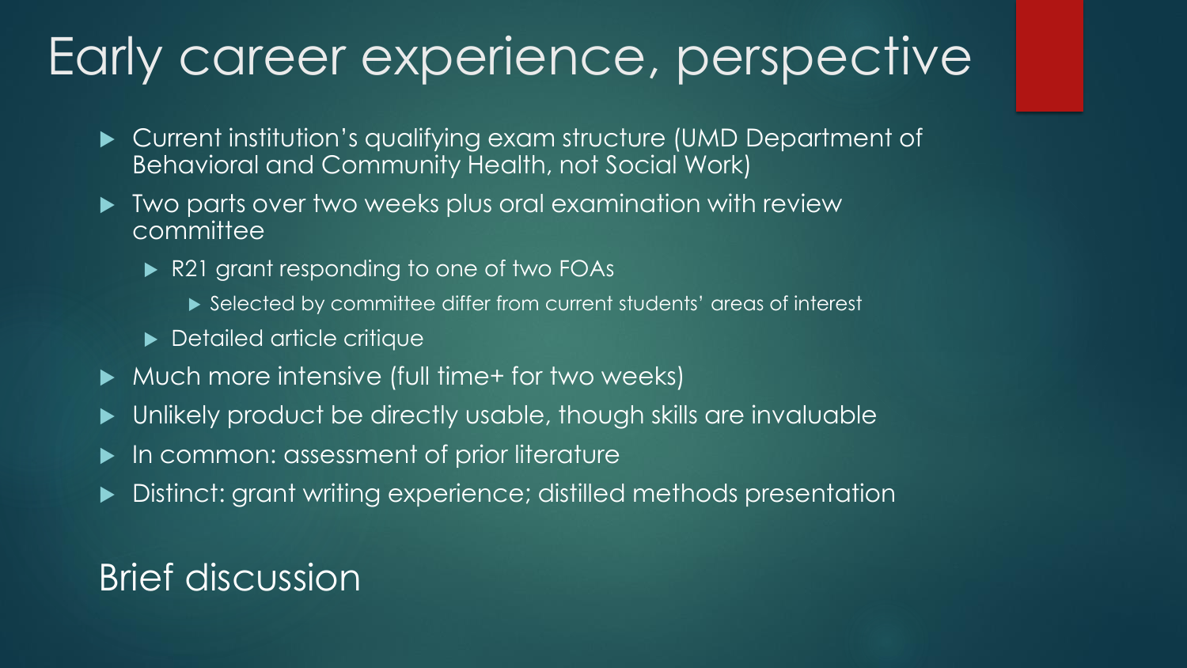# Early career experience, perspective

- Current institution's qualifying exam structure (UMD Department of Behavioral and Community Health, not Social Work)
- Two parts over two weeks plus oral examination with review committee
  - R21 grant responding to one of two FOAs
    - Selected by committee differ from current students' areas of interest
  - Detailed article critique
- Much more intensive (full time+ for two weeks)
- Unlikely product be directly usable, though skills are invaluable
- In common: assessment of prior literature
- Distinct: grant writing experience; distilled methods presentation

## Brief discussion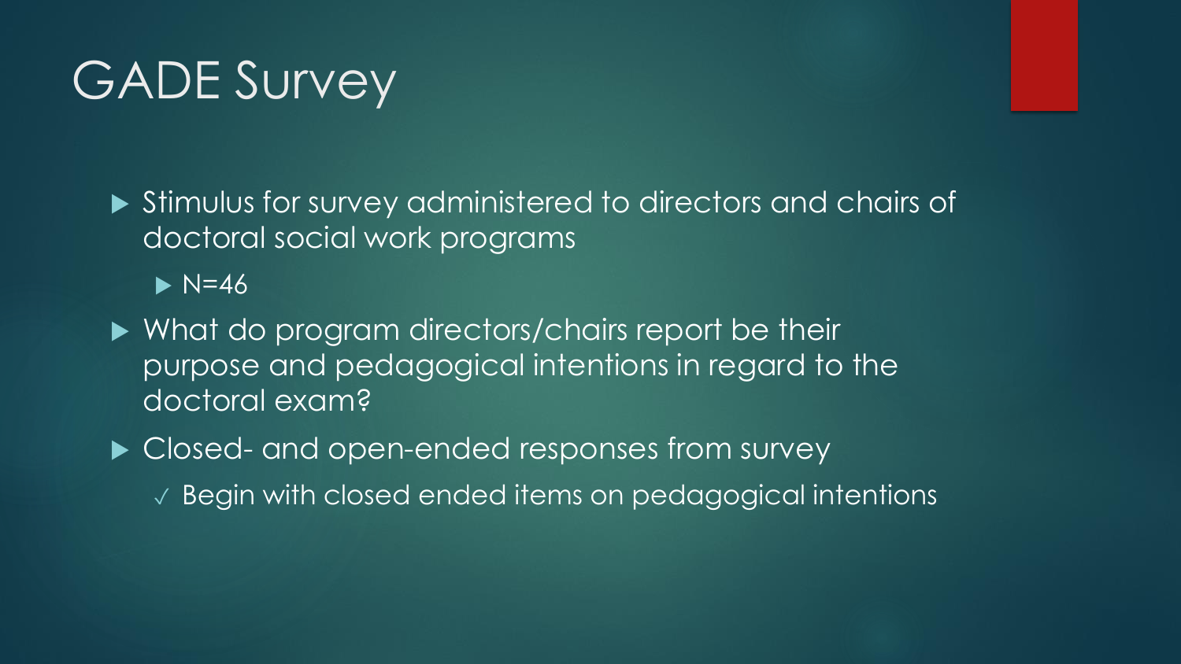# GADE Survey

- Stimulus for survey administered to directors and chairs of doctoral social work programs
  - N=46
- What do program directors/chairs report be their purpose and pedagogical intentions in regard to the doctoral exam?
- Closed- and open-ended responses from survey
  - ✓ Begin with closed ended items on pedagogical intentions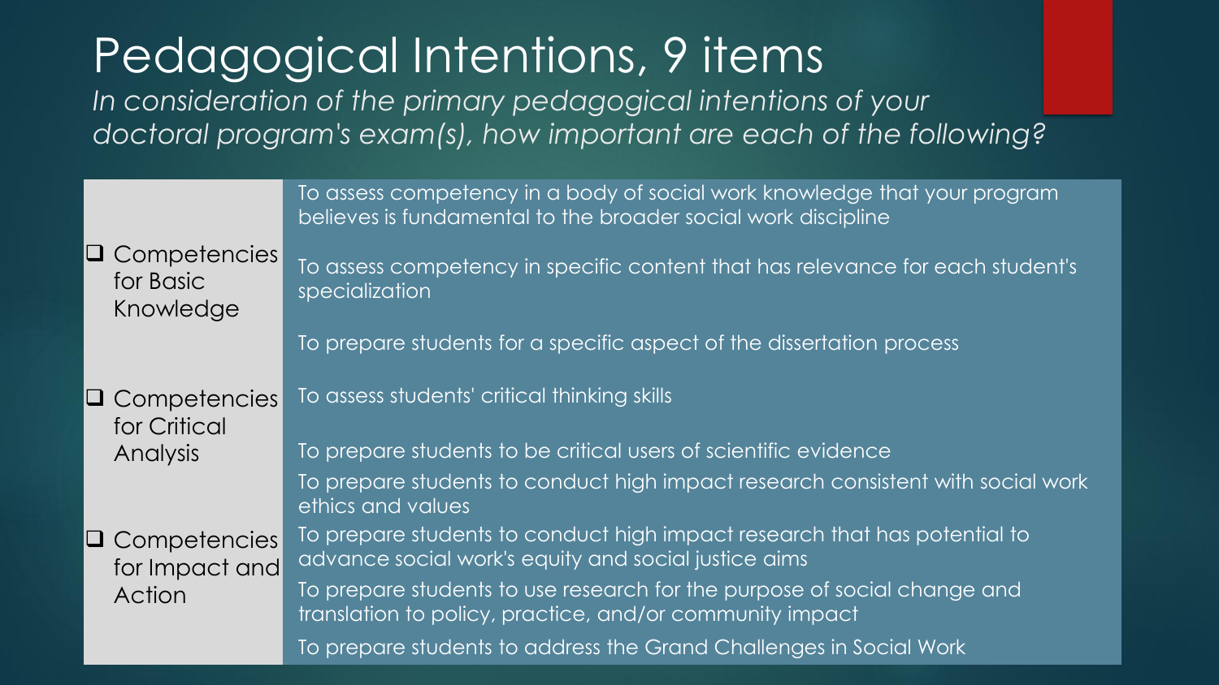# Pedagogical Intentions, 9 items

*In consideration of the primary pedagogical intentions of your doctoral program's exam(s), how important are each of the following?*

| Category | Item |
| --- | --- |
| ❑ Competencies for Basic Knowledge | To assess competency in a body of social work knowledge that your program believes is fundamental to the broader social work discipline |
| | To assess competency in specific content that has relevance for each student's specialization |
| | To prepare students for a specific aspect of the dissertation process |
| ❑ Competencies for Critical Analysis | To assess students' critical thinking skills |
| | To prepare students to be critical users of scientific evidence |
| | To prepare students to conduct high impact research consistent with social work ethics and values |
| ❑ Competencies for Impact and Action | To prepare students to conduct high impact research that has potential to advance social work's equity and social justice aims |
| | To prepare students to use research for the purpose of social change and translation to policy, practice, and/or community impact |
| | To prepare students to address the Grand Challenges in Social Work |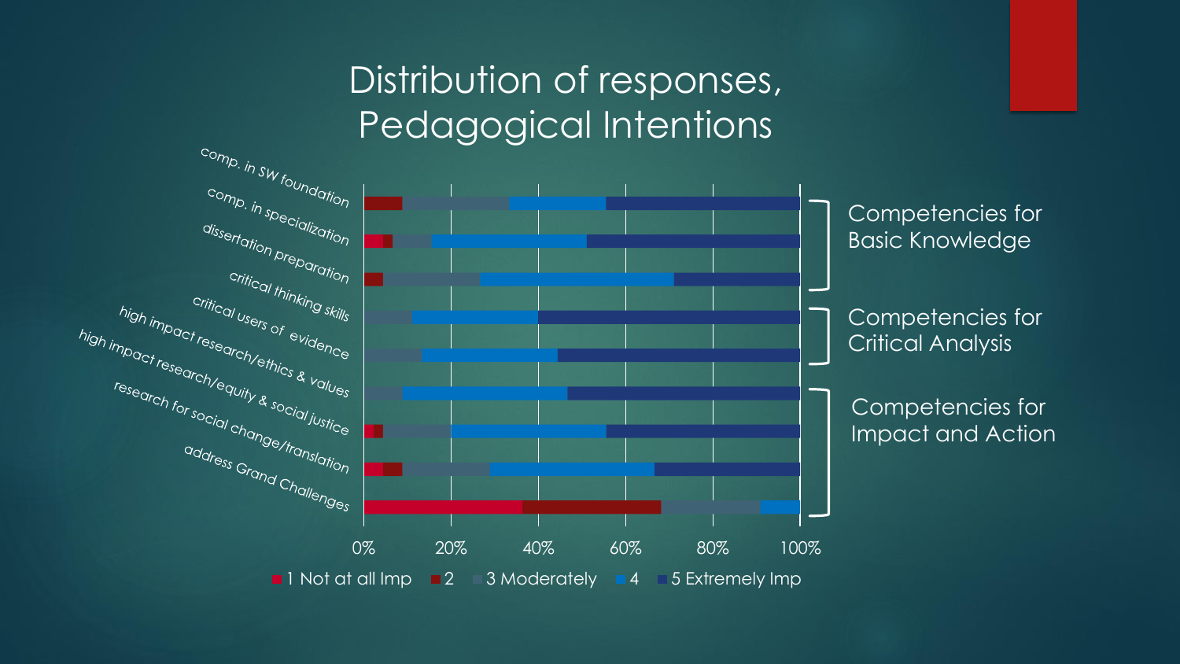# Distribution of responses, Pedagogical Intentions

- comp. in SW foundation
- comp. in specialization
- dissertation preparation

Competencies for Basic Knowledge

- critical thinking skills
- critical users of evidence

Competencies for Critical Analysis

- high impact research/ethics & values
- high impact research/equity & social justice
- research for social change/translation
- address Grand Challenges

Competencies for Impact and Action

0% 20% 40% 60% 80% 100%

1 Not at all Imp | 2 | 3 Moderately | 4 | 5 Extremely Imp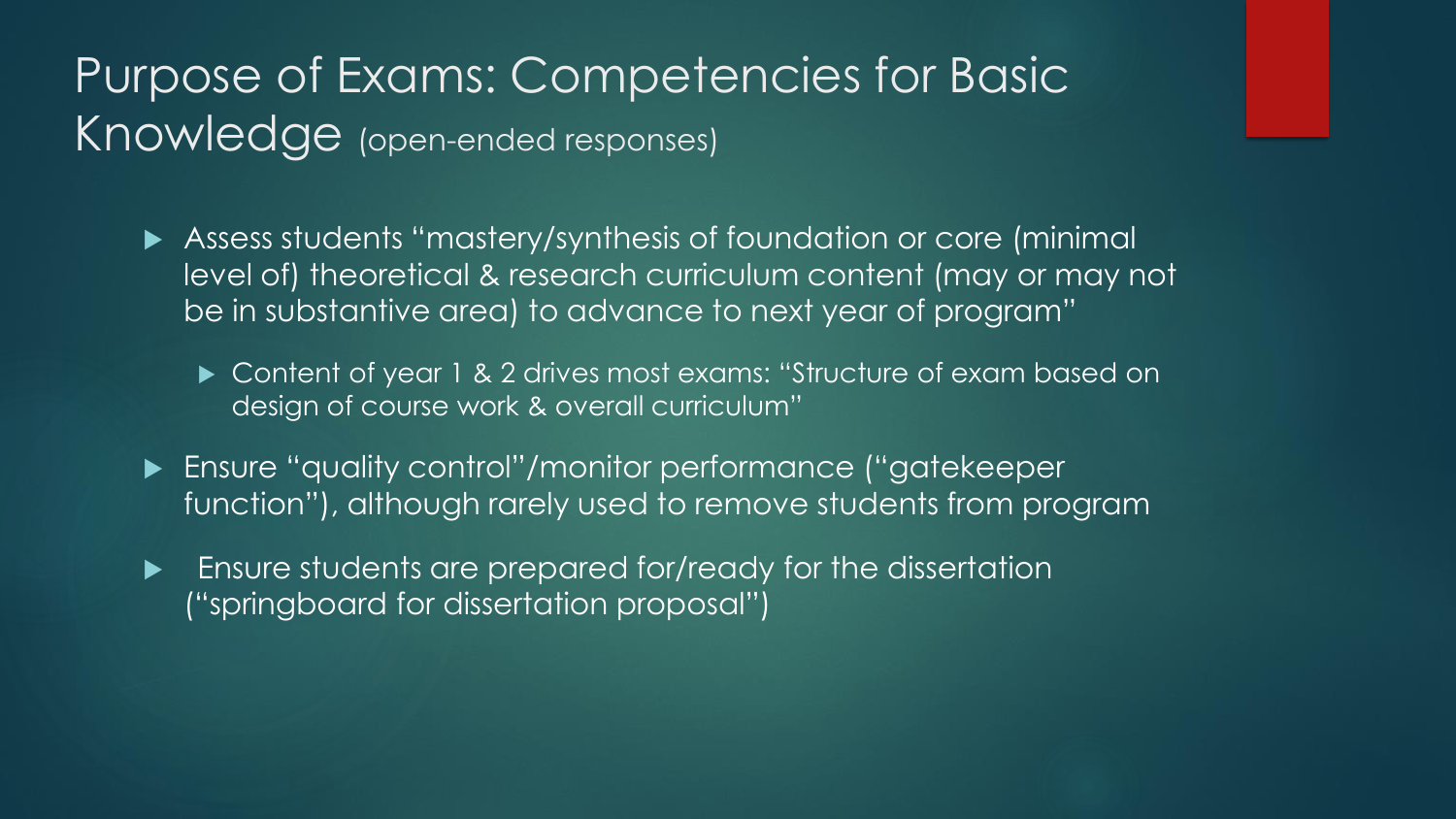# Purpose of Exams: Competencies for Basic Knowledge (open-ended responses)

- Assess students "mastery/synthesis of foundation or core (minimal level of) theoretical & research curriculum content (may or may not be in substantive area) to advance to next year of program"
  - Content of year 1 & 2 drives most exams: "Structure of exam based on design of course work & overall curriculum"
- Ensure "quality control"/monitor performance ("gatekeeper function"), although rarely used to remove students from program
- Ensure students are prepared for/ready for the dissertation ("springboard for dissertation proposal")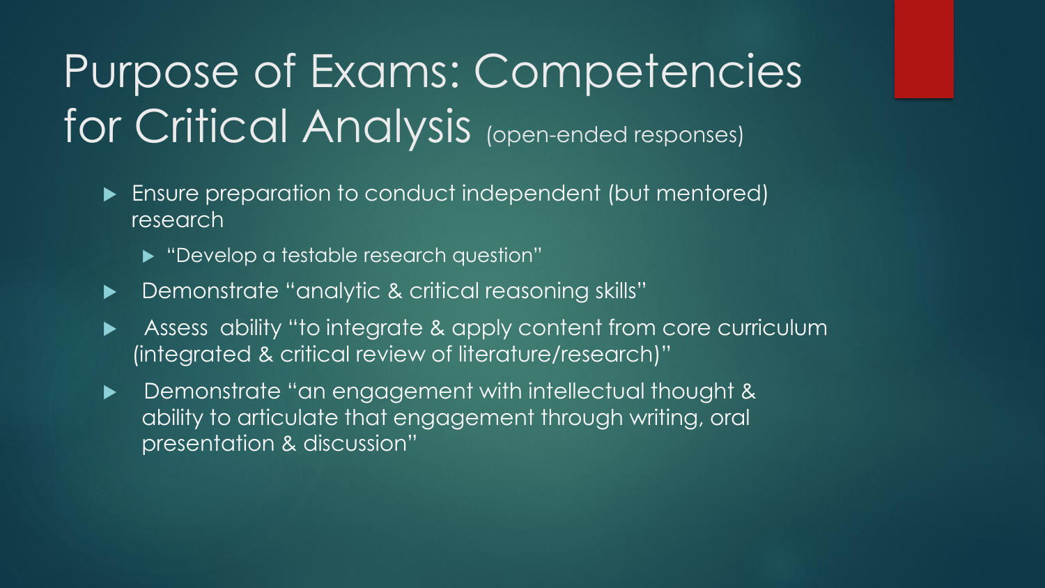# Purpose of Exams: Competencies for Critical Analysis (open-ended responses)

- Ensure preparation to conduct independent (but mentored) research
  - "Develop a testable research question"
- Demonstrate "analytic & critical reasoning skills"
- Assess ability "to integrate & apply content from core curriculum (integrated & critical review of literature/research)"
- Demonstrate "an engagement with intellectual thought & ability to articulate that engagement through writing, oral presentation & discussion"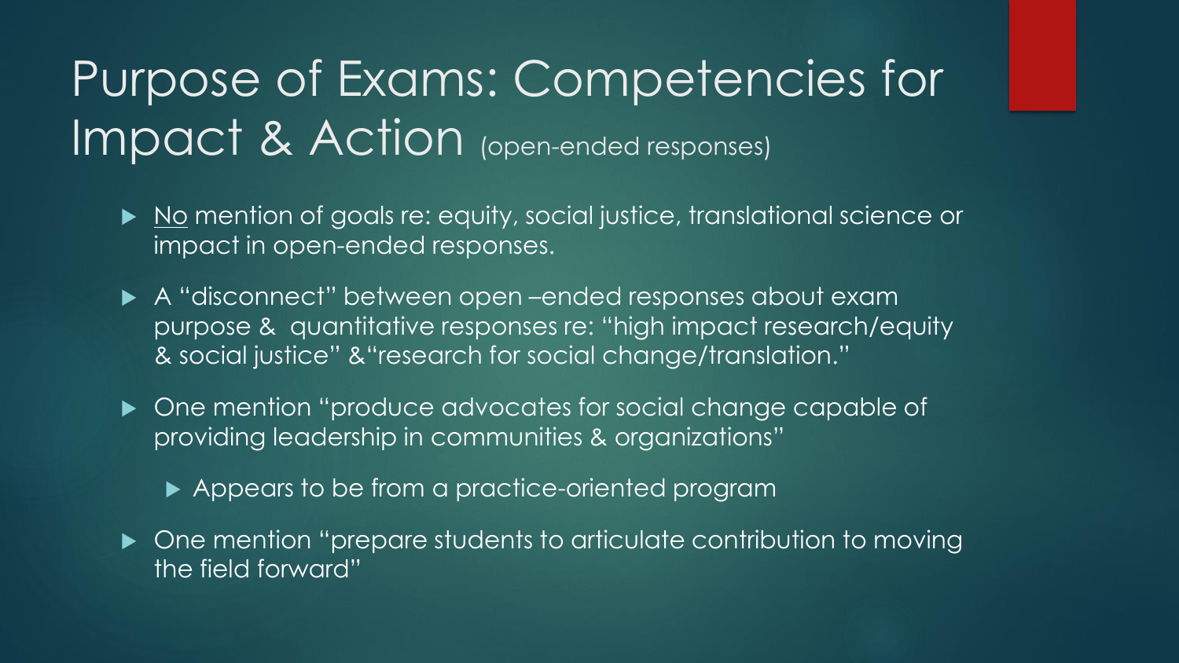# Purpose of Exams: Competencies for Impact & Action (open-ended responses)

- No mention of goals re: equity, social justice, translational science or impact in open-ended responses.
- A "disconnect" between open –ended responses about exam purpose & quantitative responses re: "high impact research/equity & social justice" &"research for social change/translation."
- One mention "produce advocates for social change capable of providing leadership in communities & organizations"
  - Appears to be from a practice-oriented program
- One mention "prepare students to articulate contribution to moving the field forward"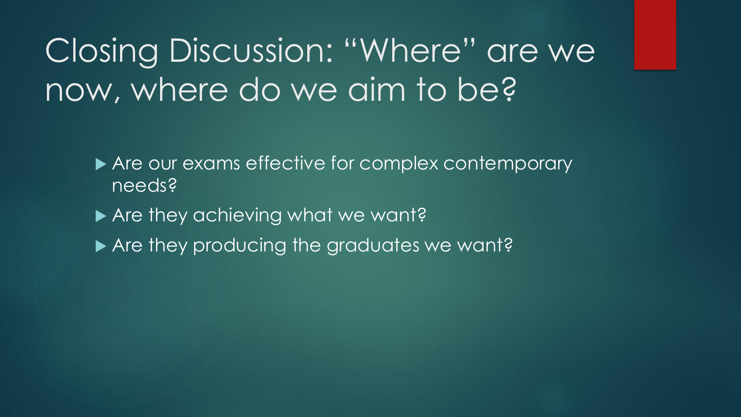# Closing Discussion: "Where" are we now, where do we aim to be?

- Are our exams effective for complex contemporary needs?
- Are they achieving what we want?
- Are they producing the graduates we want?